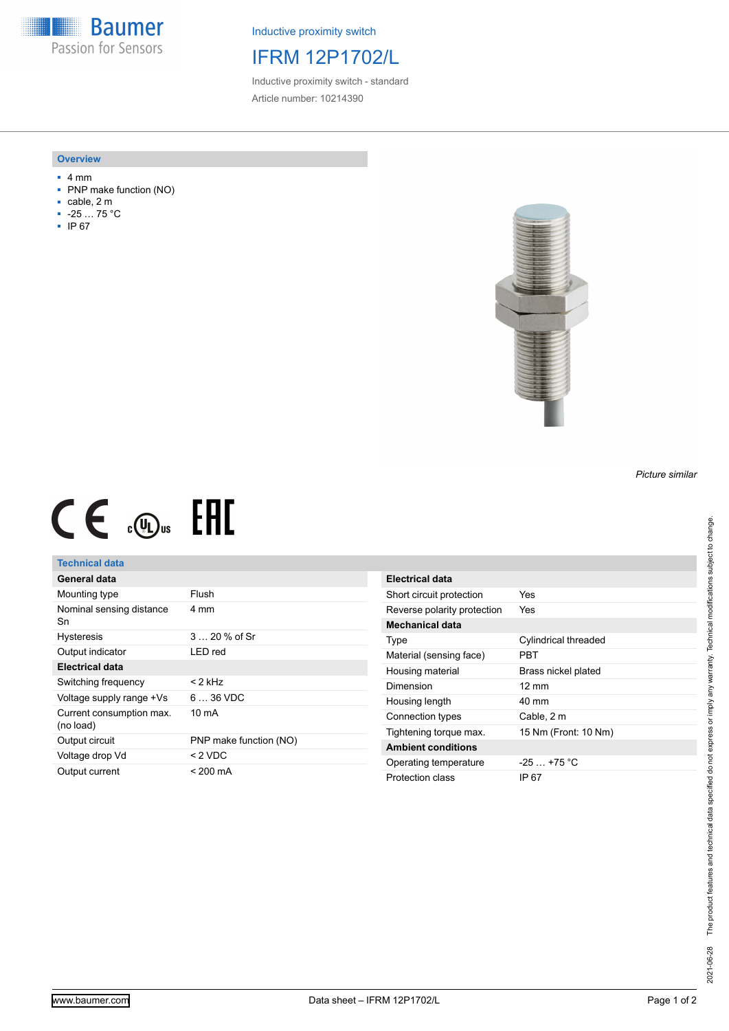Baumer
Passion for Sensors

Inductive proximity switch

# IFRM 12P1702/L

Inductive proximity switch - standard

Article number: 10214390

## Overview

- 4 mm
- PNP make function (NO)
- cable, 2 m
- -25 … 75 °C
- IP 67

*Picture similar*

## Technical data

| General data | |
|---|---|
| Mounting type | Flush |
| Nominal sensing distance Sn | 4 mm |
| Hysteresis | 3 … 20 % of Sr |
| Output indicator | LED red |
| **Electrical data** | |
| Switching frequency | < 2 kHz |
| Voltage supply range +Vs | 6 … 36 VDC |
| Current consumption max. (no load) | 10 mA |
| Output circuit | PNP make function (NO) |
| Voltage drop Vd | < 2 VDC |
| Output current | < 200 mA |

| Electrical data | |
|---|---|
| Short circuit protection | Yes |
| Reverse polarity protection | Yes |
| **Mechanical data** | |
| Type | Cylindrical threaded |
| Material (sensing face) | PBT |
| Housing material | Brass nickel plated |
| Dimension | 12 mm |
| Housing length | 40 mm |
| Connection types | Cable, 2 m |
| Tightening torque max. | 15 Nm (Front: 10 Nm) |
| **Ambient conditions** | |
| Operating temperature | -25 … +75 °C |
| Protection class | IP 67 |

2021-06-28 The product features and technical data specified do not express or imply any warranty. Technical modifications subject to change.

www.baumer.com Data sheet – IFRM 12P1702/L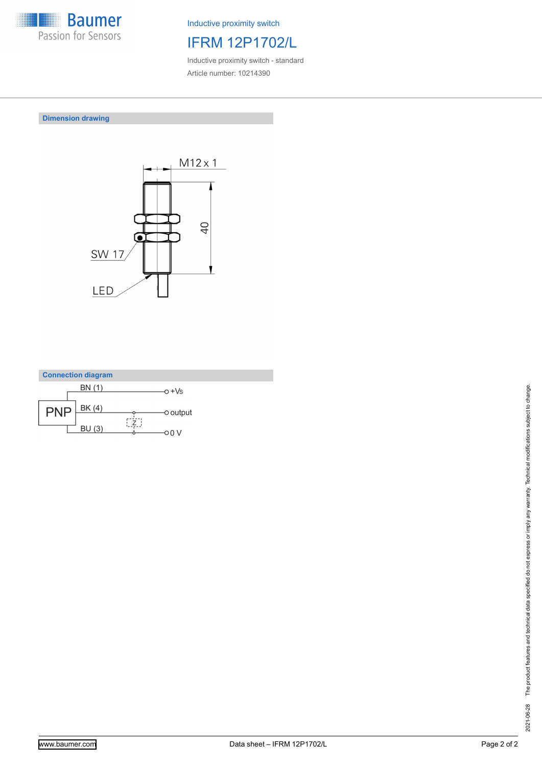Inductive proximity switch

# IFRM 12P1702/L

Inductive proximity switch - standard

Article number: 10214390

## Dimension drawing

M12 x 1

40

SW 17

LED

## Connection diagram

PNP

BN (1) +Vs

BK (4) output

Z

BU (3) 0 V

2021-06-28 The product features and technical data specified do not express or imply any warranty. Technical modifications subject to change.

www.baumer.com

Data sheet – IFRM 12P1702/L